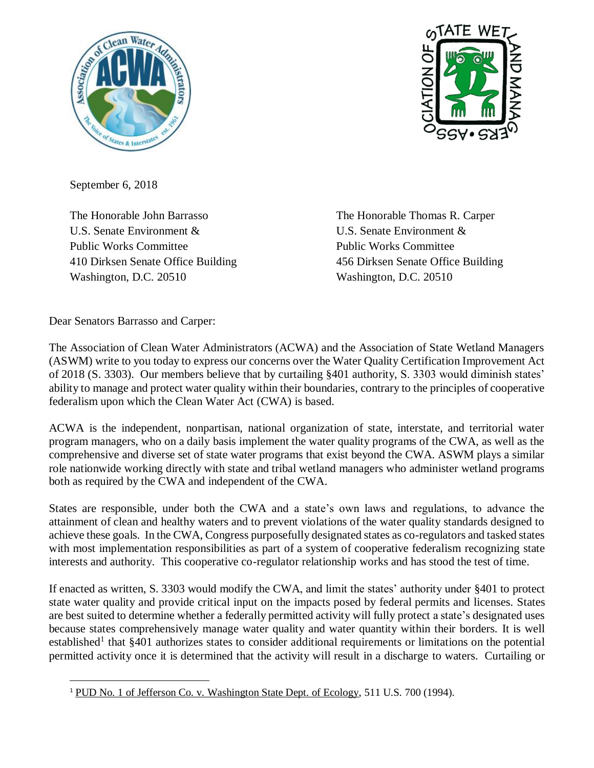September 6, 2018

The Honorable John Barrasso
U.S. Senate Environment &
Public Works Committee
410 Dirksen Senate Office Building
Washington, D.C. 20510

The Honorable Thomas R. Carper
U.S. Senate Environment &
Public Works Committee
456 Dirksen Senate Office Building
Washington, D.C. 20510

Dear Senators Barrasso and Carper:

The Association of Clean Water Administrators (ACWA) and the Association of State Wetland Managers (ASWM) write to you today to express our concerns over the Water Quality Certification Improvement Act of 2018 (S. 3303). Our members believe that by curtailing §401 authority, S. 3303 would diminish states' ability to manage and protect water quality within their boundaries, contrary to the principles of cooperative federalism upon which the Clean Water Act (CWA) is based.

ACWA is the independent, nonpartisan, national organization of state, interstate, and territorial water program managers, who on a daily basis implement the water quality programs of the CWA, as well as the comprehensive and diverse set of state water programs that exist beyond the CWA. ASWM plays a similar role nationwide working directly with state and tribal wetland managers who administer wetland programs both as required by the CWA and independent of the CWA.

States are responsible, under both the CWA and a state's own laws and regulations, to advance the attainment of clean and healthy waters and to prevent violations of the water quality standards designed to achieve these goals. In the CWA, Congress purposefully designated states as co-regulators and tasked states with most implementation responsibilities as part of a system of cooperative federalism recognizing state interests and authority. This cooperative co-regulator relationship works and has stood the test of time.

If enacted as written, S. 3303 would modify the CWA, and limit the states' authority under §401 to protect state water quality and provide critical input on the impacts posed by federal permits and licenses. States are best suited to determine whether a federally permitted activity will fully protect a state's designated uses because states comprehensively manage water quality and water quantity within their borders. It is well established[1] that §401 authorizes states to consider additional requirements or limitations on the potential permitted activity once it is determined that the activity will result in a discharge to waters. Curtailing or

[1] PUD No. 1 of Jefferson Co. v. Washington State Dept. of Ecology, 511 U.S. 700 (1994).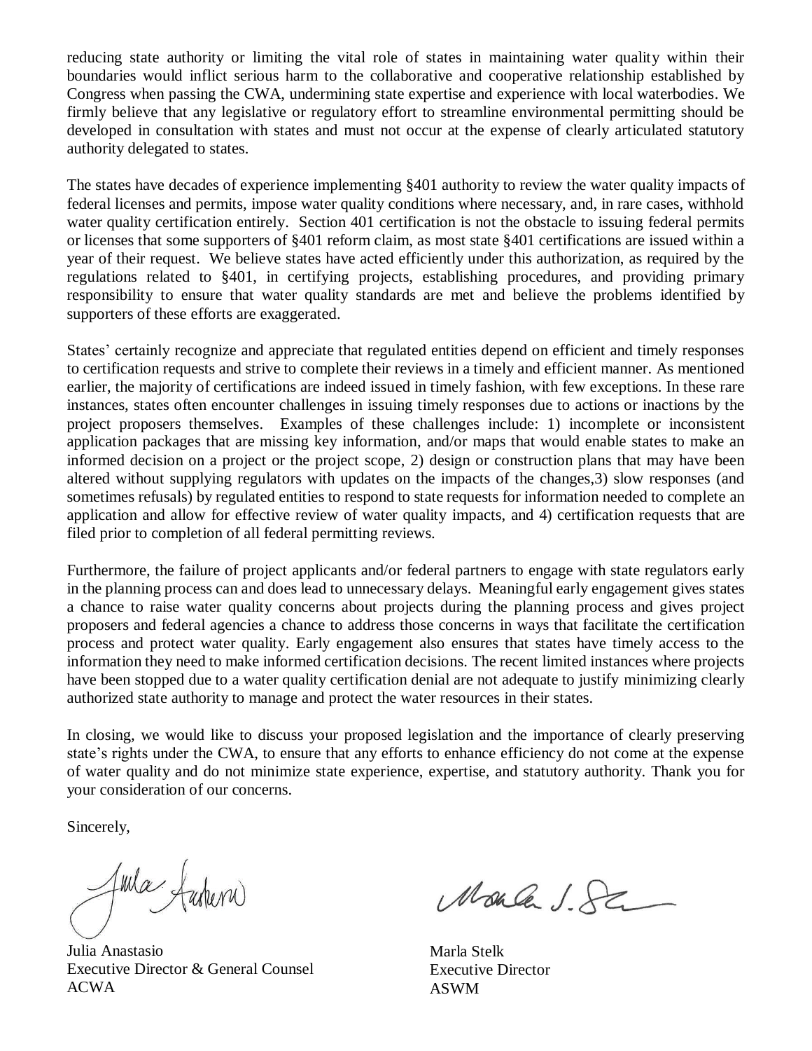reducing state authority or limiting the vital role of states in maintaining water quality within their boundaries would inflict serious harm to the collaborative and cooperative relationship established by Congress when passing the CWA, undermining state expertise and experience with local waterbodies. We firmly believe that any legislative or regulatory effort to streamline environmental permitting should be developed in consultation with states and must not occur at the expense of clearly articulated statutory authority delegated to states.

The states have decades of experience implementing §401 authority to review the water quality impacts of federal licenses and permits, impose water quality conditions where necessary, and, in rare cases, withhold water quality certification entirely. Section 401 certification is not the obstacle to issuing federal permits or licenses that some supporters of §401 reform claim, as most state §401 certifications are issued within a year of their request. We believe states have acted efficiently under this authorization, as required by the regulations related to §401, in certifying projects, establishing procedures, and providing primary responsibility to ensure that water quality standards are met and believe the problems identified by supporters of these efforts are exaggerated.

States' certainly recognize and appreciate that regulated entities depend on efficient and timely responses to certification requests and strive to complete their reviews in a timely and efficient manner. As mentioned earlier, the majority of certifications are indeed issued in timely fashion, with few exceptions. In these rare instances, states often encounter challenges in issuing timely responses due to actions or inactions by the project proposers themselves. Examples of these challenges include: 1) incomplete or inconsistent application packages that are missing key information, and/or maps that would enable states to make an informed decision on a project or the project scope, 2) design or construction plans that may have been altered without supplying regulators with updates on the impacts of the changes,3) slow responses (and sometimes refusals) by regulated entities to respond to state requests for information needed to complete an application and allow for effective review of water quality impacts, and 4) certification requests that are filed prior to completion of all federal permitting reviews.

Furthermore, the failure of project applicants and/or federal partners to engage with state regulators early in the planning process can and does lead to unnecessary delays. Meaningful early engagement gives states a chance to raise water quality concerns about projects during the planning process and gives project proposers and federal agencies a chance to address those concerns in ways that facilitate the certification process and protect water quality. Early engagement also ensures that states have timely access to the information they need to make informed certification decisions. The recent limited instances where projects have been stopped due to a water quality certification denial are not adequate to justify minimizing clearly authorized state authority to manage and protect the water resources in their states.

In closing, we would like to discuss your proposed legislation and the importance of clearly preserving state's rights under the CWA, to ensure that any efforts to enhance efficiency do not come at the expense of water quality and do not minimize state experience, expertise, and statutory authority. Thank you for your consideration of our concerns.

Sincerely,

Julia Anastasio
Executive Director & General Counsel
ACWA

Marla Stelk
Executive Director
ASWM